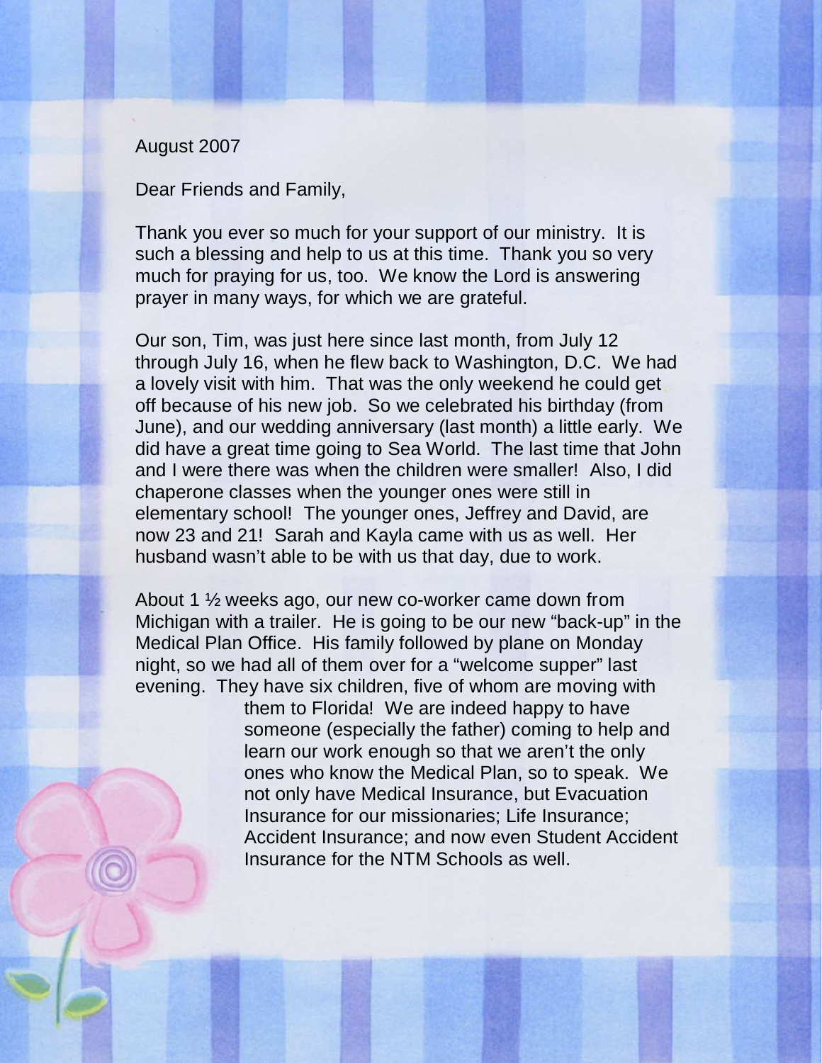August 2007

Dear Friends and Family,

Thank you ever so much for your support of our ministry. It is such a blessing and help to us at this time. Thank you so very much for praying for us, too. We know the Lord is answering prayer in many ways, for which we are grateful.

Our son, Tim, was just here since last month, from July 12 through July 16, when he flew back to Washington, D.C. We had a lovely visit with him. That was the only weekend he could get off because of his new job. So we celebrated his birthday (from June), and our wedding anniversary (last month) a little early. We did have a great time going to Sea World. The last time that John and I were there was when the children were smaller! Also, I did chaperone classes when the younger ones were still in elementary school! The younger ones, Jeffrey and David, are now 23 and 21! Sarah and Kayla came with us as well. Her husband wasn't able to be with us that day, due to work.

About 1 ½ weeks ago, our new co-worker came down from Michigan with a trailer. He is going to be our new "back-up" in the Medical Plan Office. His family followed by plane on Monday night, so we had all of them over for a "welcome supper" last evening. They have six children, five of whom are moving with them to Florida! We are indeed happy to have someone (especially the father) coming to help and learn our work enough so that we aren't the only ones who know the Medical Plan, so to speak. We not only have Medical Insurance, but Evacuation Insurance for our missionaries; Life Insurance; Accident Insurance; and now even Student Accident Insurance for the NTM Schools as well.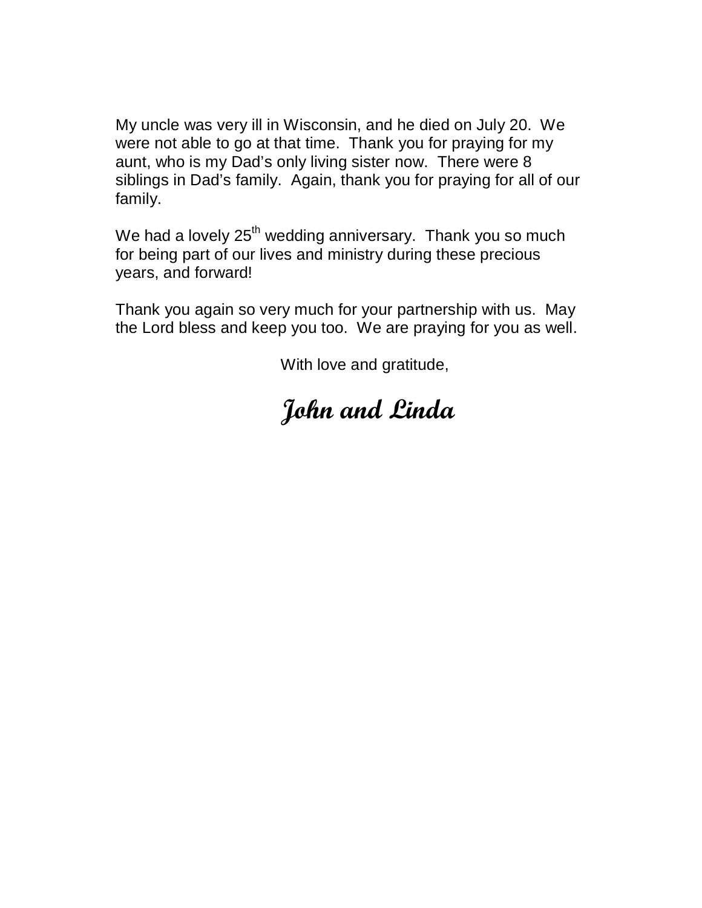My uncle was very ill in Wisconsin, and he died on July 20. We were not able to go at that time. Thank you for praying for my aunt, who is my Dad's only living sister now. There were 8 siblings in Dad's family. Again, thank you for praying for all of our family.

We had a lovely 25th wedding anniversary. Thank you so much for being part of our lives and ministry during these precious years, and forward!

Thank you again so very much for your partnership with us. May the Lord bless and keep you too. We are praying for you as well.

With love and gratitude,

***John and Linda***